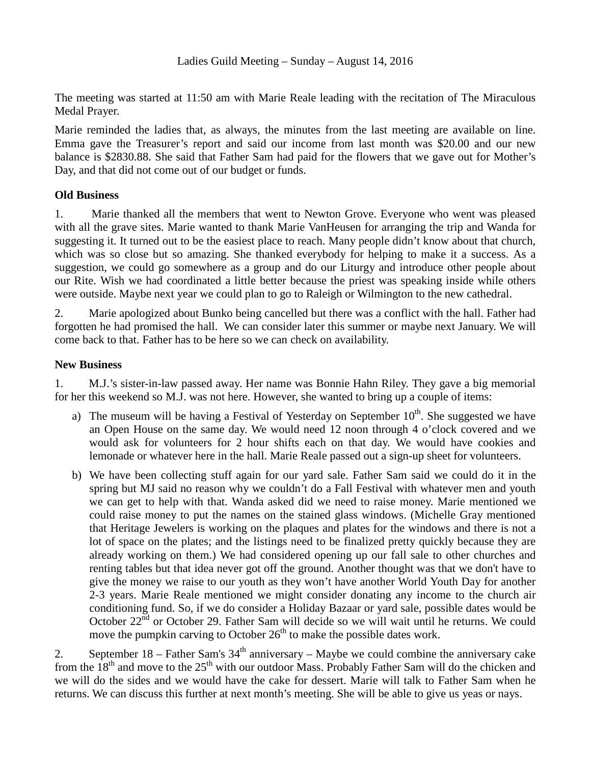Ladies Guild Meeting – Sunday – August 14, 2016

The meeting was started at 11:50 am with Marie Reale leading with the recitation of The Miraculous Medal Prayer.

Marie reminded the ladies that, as always, the minutes from the last meeting are available on line. Emma gave the Treasurer's report and said our income from last month was $20.00 and our new balance is $2830.88. She said that Father Sam had paid for the flowers that we gave out for Mother's Day, and that did not come out of our budget or funds.

**Old Business**

1. Marie thanked all the members that went to Newton Grove. Everyone who went was pleased with all the grave sites. Marie wanted to thank Marie VanHeusen for arranging the trip and Wanda for suggesting it. It turned out to be the easiest place to reach. Many people didn't know about that church, which was so close but so amazing. She thanked everybody for helping to make it a success. As a suggestion, we could go somewhere as a group and do our Liturgy and introduce other people about our Rite. Wish we had coordinated a little better because the priest was speaking inside while others were outside. Maybe next year we could plan to go to Raleigh or Wilmington to the new cathedral.

2. Marie apologized about Bunko being cancelled but there was a conflict with the hall. Father had forgotten he had promised the hall. We can consider later this summer or maybe next January. We will come back to that. Father has to be here so we can check on availability.

**New Business**

1. M.J.'s sister-in-law passed away. Her name was Bonnie Hahn Riley. They gave a big memorial for her this weekend so M.J. was not here. However, she wanted to bring up a couple of items:

   a) The museum will be having a Festival of Yesterday on September 10th. She suggested we have an Open House on the same day. We would need 12 noon through 4 o'clock covered and we would ask for volunteers for 2 hour shifts each on that day. We would have cookies and lemonade or whatever here in the hall. Marie Reale passed out a sign-up sheet for volunteers.

   b) We have been collecting stuff again for our yard sale. Father Sam said we could do it in the spring but MJ said no reason why we couldn't do a Fall Festival with whatever men and youth we can get to help with that. Wanda asked did we need to raise money. Marie mentioned we could raise money to put the names on the stained glass windows. (Michelle Gray mentioned that Heritage Jewelers is working on the plaques and plates for the windows and there is not a lot of space on the plates; and the listings need to be finalized pretty quickly because they are already working on them.) We had considered opening up our fall sale to other churches and renting tables but that idea never got off the ground. Another thought was that we don't have to give the money we raise to our youth as they won't have another World Youth Day for another 2-3 years. Marie Reale mentioned we might consider donating any income to the church air conditioning fund. So, if we do consider a Holiday Bazaar or yard sale, possible dates would be October 22nd or October 29. Father Sam will decide so we will wait until he returns. We could move the pumpkin carving to October 26th to make the possible dates work.

2. September 18 – Father Sam's 34th anniversary – Maybe we could combine the anniversary cake from the 18th and move to the 25th with our outdoor Mass. Probably Father Sam will do the chicken and we will do the sides and we would have the cake for dessert. Marie will talk to Father Sam when he returns. We can discuss this further at next month's meeting. She will be able to give us yeas or nays.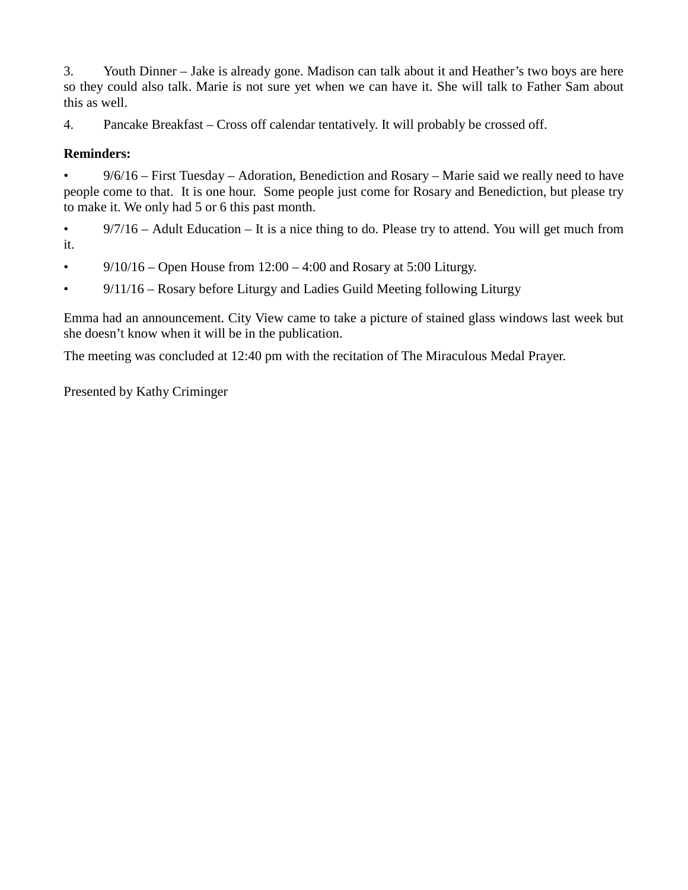3. Youth Dinner – Jake is already gone. Madison can talk about it and Heather's two boys are here so they could also talk. Marie is not sure yet when we can have it. She will talk to Father Sam about this as well.

4. Pancake Breakfast – Cross off calendar tentatively. It will probably be crossed off.

**Reminders:**

- 9/6/16 – First Tuesday – Adoration, Benediction and Rosary – Marie said we really need to have people come to that. It is one hour. Some people just come for Rosary and Benediction, but please try to make it. We only had 5 or 6 this past month.
- 9/7/16 – Adult Education – It is a nice thing to do. Please try to attend. You will get much from it.
- 9/10/16 – Open House from 12:00 – 4:00 and Rosary at 5:00 Liturgy.
- 9/11/16 – Rosary before Liturgy and Ladies Guild Meeting following Liturgy

Emma had an announcement. City View came to take a picture of stained glass windows last week but she doesn't know when it will be in the publication.

The meeting was concluded at 12:40 pm with the recitation of The Miraculous Medal Prayer.

Presented by Kathy Criminger